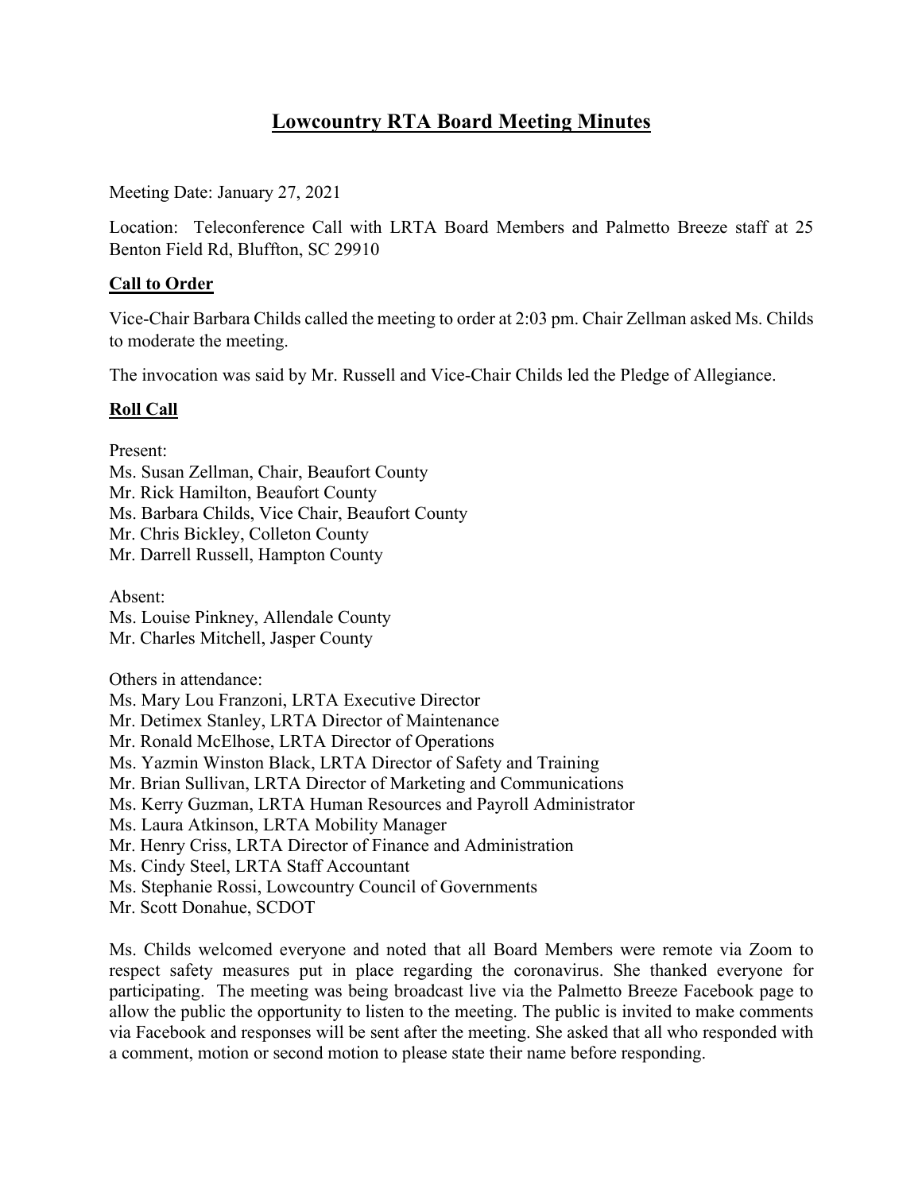# Lowcountry RTA Board Meeting Minutes

Meeting Date: January 27, 2021

Location: Teleconference Call with LRTA Board Members and Palmetto Breeze staff at 25 Benton Field Rd, Bluffton, SC 29910

## Call to Order

Vice-Chair Barbara Childs called the meeting to order at 2:03 pm. Chair Zellman asked Ms. Childs to moderate the meeting.

The invocation was said by Mr. Russell and Vice-Chair Childs led the Pledge of Allegiance.

## Roll Call

Present:
Ms. Susan Zellman, Chair, Beaufort County
Mr. Rick Hamilton, Beaufort County
Ms. Barbara Childs, Vice Chair, Beaufort County
Mr. Chris Bickley, Colleton County
Mr. Darrell Russell, Hampton County

Absent:
Ms. Louise Pinkney, Allendale County
Mr. Charles Mitchell, Jasper County

Others in attendance:
Ms. Mary Lou Franzoni, LRTA Executive Director
Mr. Detimex Stanley, LRTA Director of Maintenance
Mr. Ronald McElhose, LRTA Director of Operations
Ms. Yazmin Winston Black, LRTA Director of Safety and Training
Mr. Brian Sullivan, LRTA Director of Marketing and Communications
Ms. Kerry Guzman, LRTA Human Resources and Payroll Administrator
Ms. Laura Atkinson, LRTA Mobility Manager
Mr. Henry Criss, LRTA Director of Finance and Administration
Ms. Cindy Steel, LRTA Staff Accountant
Ms. Stephanie Rossi, Lowcountry Council of Governments
Mr. Scott Donahue, SCDOT

Ms. Childs welcomed everyone and noted that all Board Members were remote via Zoom to respect safety measures put in place regarding the coronavirus. She thanked everyone for participating. The meeting was being broadcast live via the Palmetto Breeze Facebook page to allow the public the opportunity to listen to the meeting. The public is invited to make comments via Facebook and responses will be sent after the meeting. She asked that all who responded with a comment, motion or second motion to please state their name before responding.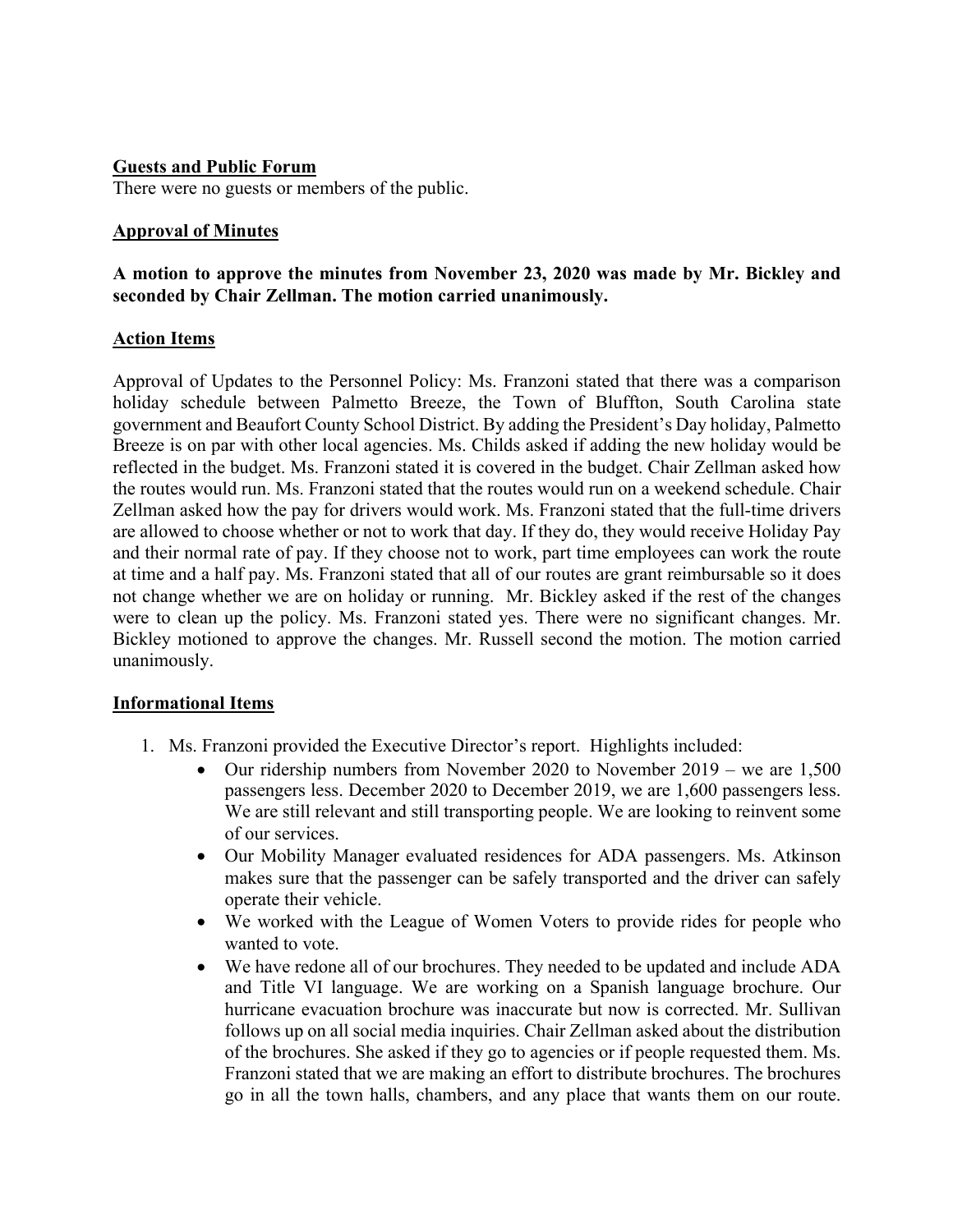**Guests and Public Forum**

There were no guests or members of the public.

**Approval of Minutes**

**A motion to approve the minutes from November 23, 2020 was made by Mr. Bickley and seconded by Chair Zellman. The motion carried unanimously.**

**Action Items**

Approval of Updates to the Personnel Policy: Ms. Franzoni stated that there was a comparison holiday schedule between Palmetto Breeze, the Town of Bluffton, South Carolina state government and Beaufort County School District. By adding the President's Day holiday, Palmetto Breeze is on par with other local agencies. Ms. Childs asked if adding the new holiday would be reflected in the budget. Ms. Franzoni stated it is covered in the budget. Chair Zellman asked how the routes would run. Ms. Franzoni stated that the routes would run on a weekend schedule. Chair Zellman asked how the pay for drivers would work. Ms. Franzoni stated that the full-time drivers are allowed to choose whether or not to work that day. If they do, they would receive Holiday Pay and their normal rate of pay. If they choose not to work, part time employees can work the route at time and a half pay. Ms. Franzoni stated that all of our routes are grant reimbursable so it does not change whether we are on holiday or running. Mr. Bickley asked if the rest of the changes were to clean up the policy. Ms. Franzoni stated yes. There were no significant changes. Mr. Bickley motioned to approve the changes. Mr. Russell second the motion. The motion carried unanimously.

**Informational Items**

1. Ms. Franzoni provided the Executive Director's report. Highlights included:
   - Our ridership numbers from November 2020 to November 2019 – we are 1,500 passengers less. December 2020 to December 2019, we are 1,600 passengers less. We are still relevant and still transporting people. We are looking to reinvent some of our services.
   - Our Mobility Manager evaluated residences for ADA passengers. Ms. Atkinson makes sure that the passenger can be safely transported and the driver can safely operate their vehicle.
   - We worked with the League of Women Voters to provide rides for people who wanted to vote.
   - We have redone all of our brochures. They needed to be updated and include ADA and Title VI language. We are working on a Spanish language brochure. Our hurricane evacuation brochure was inaccurate but now is corrected. Mr. Sullivan follows up on all social media inquiries. Chair Zellman asked about the distribution of the brochures. She asked if they go to agencies or if people requested them. Ms. Franzoni stated that we are making an effort to distribute brochures. The brochures go in all the town halls, chambers, and any place that wants them on our route.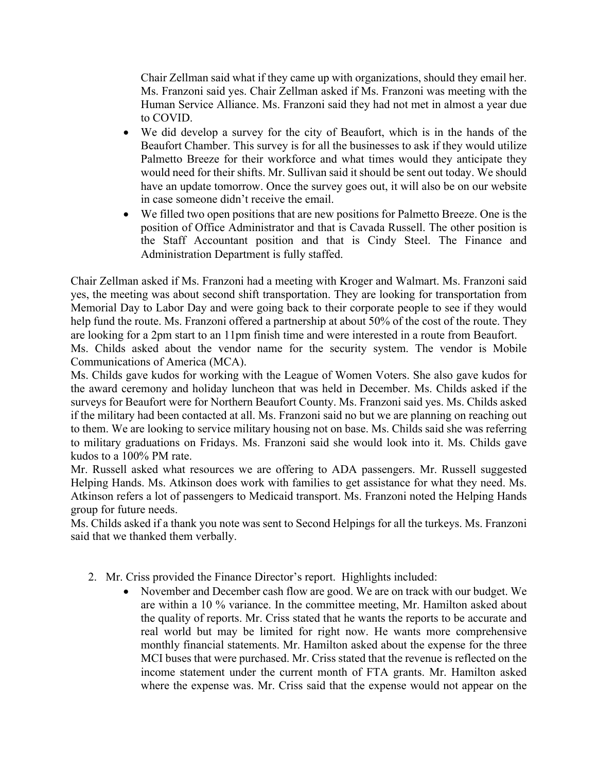Chair Zellman said what if they came up with organizations, should they email her. Ms. Franzoni said yes. Chair Zellman asked if Ms. Franzoni was meeting with the Human Service Alliance. Ms. Franzoni said they had not met in almost a year due to COVID.

- We did develop a survey for the city of Beaufort, which is in the hands of the Beaufort Chamber. This survey is for all the businesses to ask if they would utilize Palmetto Breeze for their workforce and what times would they anticipate they would need for their shifts. Mr. Sullivan said it should be sent out today. We should have an update tomorrow. Once the survey goes out, it will also be on our website in case someone didn't receive the email.
- We filled two open positions that are new positions for Palmetto Breeze. One is the position of Office Administrator and that is Cavada Russell. The other position is the Staff Accountant position and that is Cindy Steel. The Finance and Administration Department is fully staffed.

Chair Zellman asked if Ms. Franzoni had a meeting with Kroger and Walmart. Ms. Franzoni said yes, the meeting was about second shift transportation. They are looking for transportation from Memorial Day to Labor Day and were going back to their corporate people to see if they would help fund the route. Ms. Franzoni offered a partnership at about 50% of the cost of the route. They are looking for a 2pm start to an 11pm finish time and were interested in a route from Beaufort.

Ms. Childs asked about the vendor name for the security system. The vendor is Mobile Communications of America (MCA).

Ms. Childs gave kudos for working with the League of Women Voters. She also gave kudos for the award ceremony and holiday luncheon that was held in December. Ms. Childs asked if the surveys for Beaufort were for Northern Beaufort County. Ms. Franzoni said yes. Ms. Childs asked if the military had been contacted at all. Ms. Franzoni said no but we are planning on reaching out to them. We are looking to service military housing not on base. Ms. Childs said she was referring to military graduations on Fridays. Ms. Franzoni said she would look into it. Ms. Childs gave kudos to a 100% PM rate.

Mr. Russell asked what resources we are offering to ADA passengers. Mr. Russell suggested Helping Hands. Ms. Atkinson does work with families to get assistance for what they need. Ms. Atkinson refers a lot of passengers to Medicaid transport. Ms. Franzoni noted the Helping Hands group for future needs.

Ms. Childs asked if a thank you note was sent to Second Helpings for all the turkeys. Ms. Franzoni said that we thanked them verbally.

2. Mr. Criss provided the Finance Director's report. Highlights included:
   - November and December cash flow are good. We are on track with our budget. We are within a 10 % variance. In the committee meeting, Mr. Hamilton asked about the quality of reports. Mr. Criss stated that he wants the reports to be accurate and real world but may be limited for right now. He wants more comprehensive monthly financial statements. Mr. Hamilton asked about the expense for the three MCI buses that were purchased. Mr. Criss stated that the revenue is reflected on the income statement under the current month of FTA grants. Mr. Hamilton asked where the expense was. Mr. Criss said that the expense would not appear on the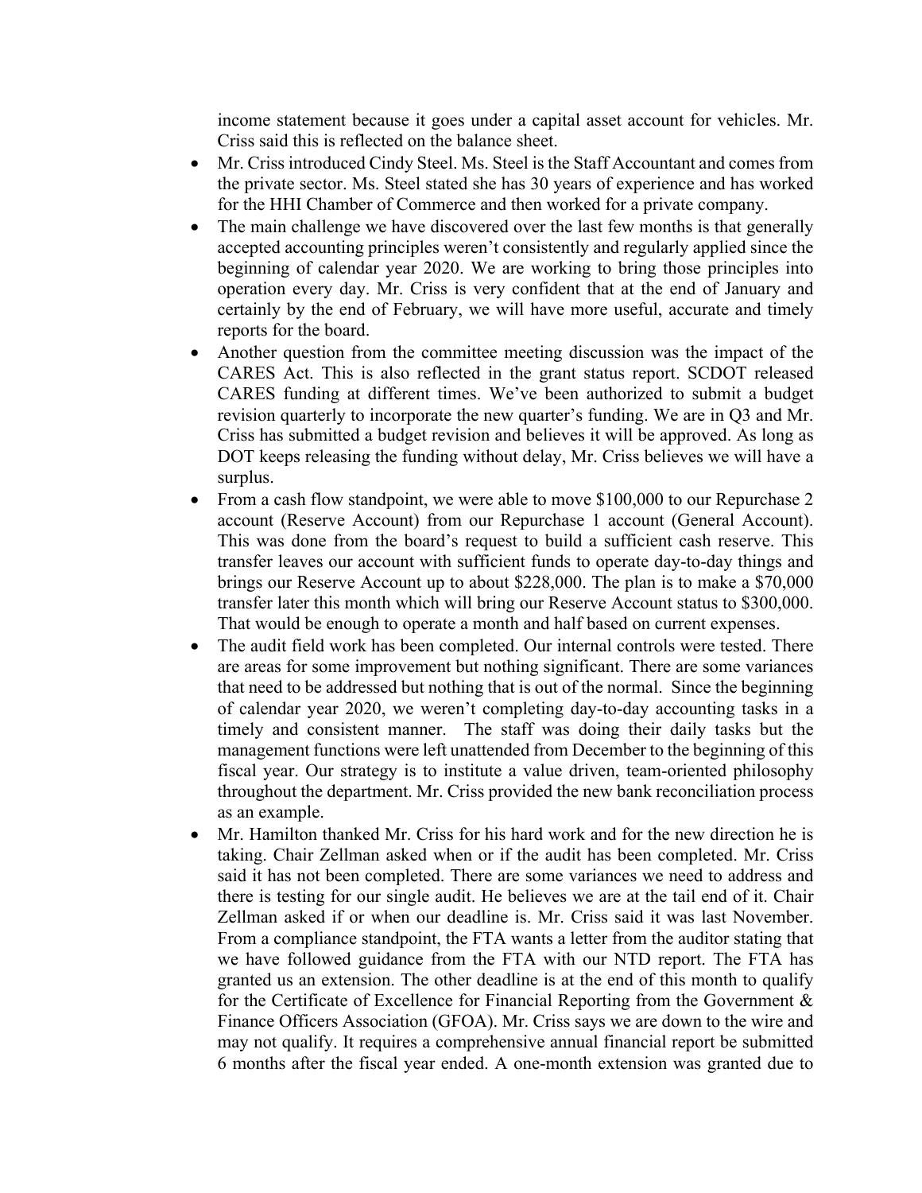income statement because it goes under a capital asset account for vehicles. Mr. Criss said this is reflected on the balance sheet.

- Mr. Criss introduced Cindy Steel. Ms. Steel is the Staff Accountant and comes from the private sector. Ms. Steel stated she has 30 years of experience and has worked for the HHI Chamber of Commerce and then worked for a private company.
- The main challenge we have discovered over the last few months is that generally accepted accounting principles weren't consistently and regularly applied since the beginning of calendar year 2020. We are working to bring those principles into operation every day. Mr. Criss is very confident that at the end of January and certainly by the end of February, we will have more useful, accurate and timely reports for the board.
- Another question from the committee meeting discussion was the impact of the CARES Act. This is also reflected in the grant status report. SCDOT released CARES funding at different times. We've been authorized to submit a budget revision quarterly to incorporate the new quarter's funding. We are in Q3 and Mr. Criss has submitted a budget revision and believes it will be approved. As long as DOT keeps releasing the funding without delay, Mr. Criss believes we will have a surplus.
- From a cash flow standpoint, we were able to move $100,000 to our Repurchase 2 account (Reserve Account) from our Repurchase 1 account (General Account). This was done from the board's request to build a sufficient cash reserve. This transfer leaves our account with sufficient funds to operate day-to-day things and brings our Reserve Account up to about $228,000. The plan is to make a $70,000 transfer later this month which will bring our Reserve Account status to $300,000. That would be enough to operate a month and half based on current expenses.
- The audit field work has been completed. Our internal controls were tested. There are areas for some improvement but nothing significant. There are some variances that need to be addressed but nothing that is out of the normal. Since the beginning of calendar year 2020, we weren't completing day-to-day accounting tasks in a timely and consistent manner. The staff was doing their daily tasks but the management functions were left unattended from December to the beginning of this fiscal year. Our strategy is to institute a value driven, team-oriented philosophy throughout the department. Mr. Criss provided the new bank reconciliation process as an example.
- Mr. Hamilton thanked Mr. Criss for his hard work and for the new direction he is taking. Chair Zellman asked when or if the audit has been completed. Mr. Criss said it has not been completed. There are some variances we need to address and there is testing for our single audit. He believes we are at the tail end of it. Chair Zellman asked if or when our deadline is. Mr. Criss said it was last November. From a compliance standpoint, the FTA wants a letter from the auditor stating that we have followed guidance from the FTA with our NTD report. The FTA has granted us an extension. The other deadline is at the end of this month to qualify for the Certificate of Excellence for Financial Reporting from the Government & Finance Officers Association (GFOA). Mr. Criss says we are down to the wire and may not qualify. It requires a comprehensive annual financial report be submitted 6 months after the fiscal year ended. A one-month extension was granted due to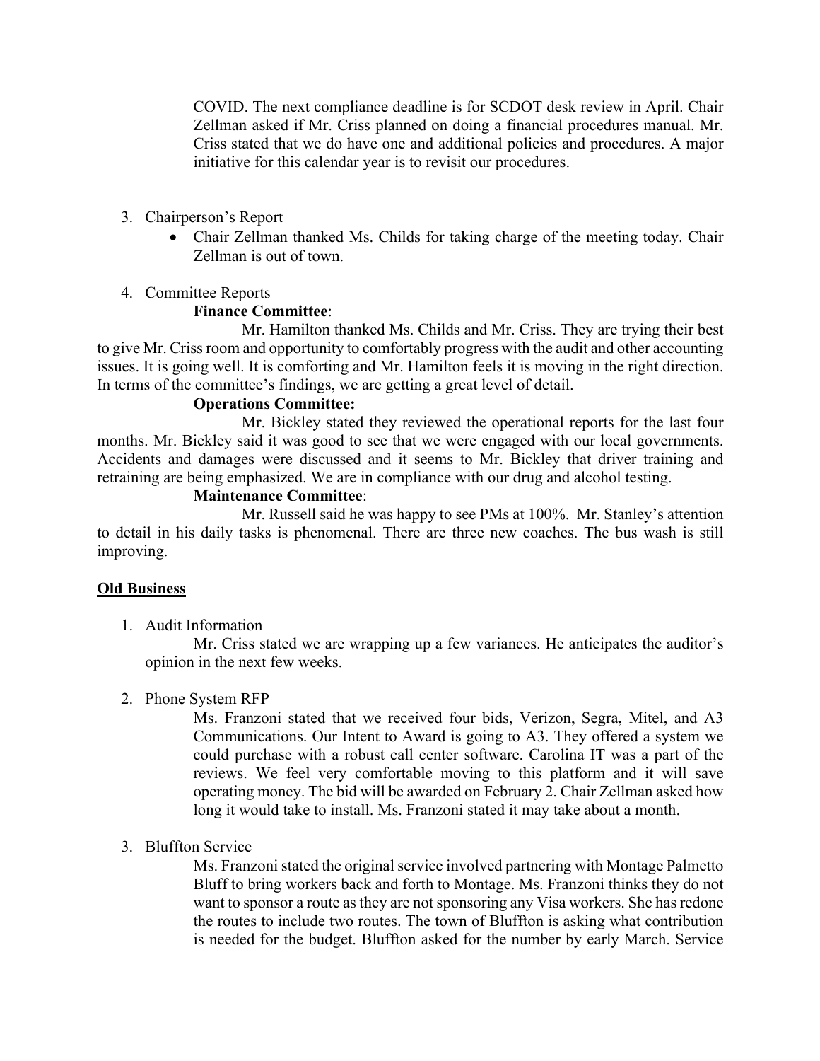COVID. The next compliance deadline is for SCDOT desk review in April. Chair Zellman asked if Mr. Criss planned on doing a financial procedures manual. Mr. Criss stated that we do have one and additional policies and procedures. A major initiative for this calendar year is to revisit our procedures.

3. Chairperson's Report
   - Chair Zellman thanked Ms. Childs for taking charge of the meeting today. Chair Zellman is out of town.

4. Committee Reports

**Finance Committee**:

Mr. Hamilton thanked Ms. Childs and Mr. Criss. They are trying their best to give Mr. Criss room and opportunity to comfortably progress with the audit and other accounting issues. It is going well. It is comforting and Mr. Hamilton feels it is moving in the right direction. In terms of the committee's findings, we are getting a great level of detail.

**Operations Committee:**

Mr. Bickley stated they reviewed the operational reports for the last four months. Mr. Bickley said it was good to see that we were engaged with our local governments. Accidents and damages were discussed and it seems to Mr. Bickley that driver training and retraining are being emphasized. We are in compliance with our drug and alcohol testing.

**Maintenance Committee**:

Mr. Russell said he was happy to see PMs at 100%. Mr. Stanley's attention to detail in his daily tasks is phenomenal. There are three new coaches. The bus wash is still improving.

**<u>Old Business</u>**

1. Audit Information

   Mr. Criss stated we are wrapping up a few variances. He anticipates the auditor's opinion in the next few weeks.

2. Phone System RFP

   Ms. Franzoni stated that we received four bids, Verizon, Segra, Mitel, and A3 Communications. Our Intent to Award is going to A3. They offered a system we could purchase with a robust call center software. Carolina IT was a part of the reviews. We feel very comfortable moving to this platform and it will save operating money. The bid will be awarded on February 2. Chair Zellman asked how long it would take to install. Ms. Franzoni stated it may take about a month.

3. Bluffton Service

   Ms. Franzoni stated the original service involved partnering with Montage Palmetto Bluff to bring workers back and forth to Montage. Ms. Franzoni thinks they do not want to sponsor a route as they are not sponsoring any Visa workers. She has redone the routes to include two routes. The town of Bluffton is asking what contribution is needed for the budget. Bluffton asked for the number by early March. Service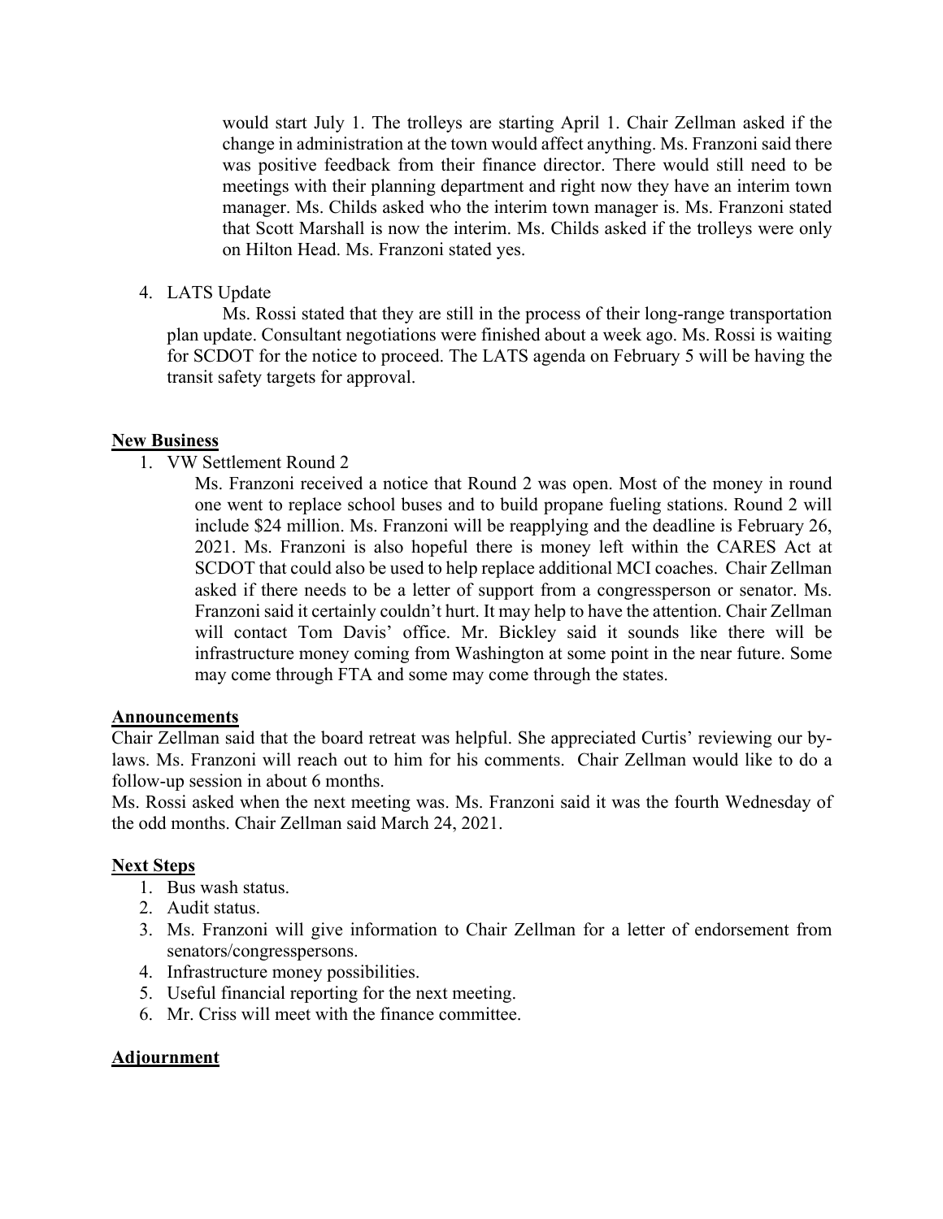would start July 1. The trolleys are starting April 1. Chair Zellman asked if the change in administration at the town would affect anything. Ms. Franzoni said there was positive feedback from their finance director. There would still need to be meetings with their planning department and right now they have an interim town manager. Ms. Childs asked who the interim town manager is. Ms. Franzoni stated that Scott Marshall is now the interim. Ms. Childs asked if the trolleys were only on Hilton Head. Ms. Franzoni stated yes.

4. LATS Update

   Ms. Rossi stated that they are still in the process of their long-range transportation plan update. Consultant negotiations were finished about a week ago. Ms. Rossi is waiting for SCDOT for the notice to proceed. The LATS agenda on February 5 will be having the transit safety targets for approval.

## **New Business**

1. VW Settlement Round 2

   Ms. Franzoni received a notice that Round 2 was open. Most of the money in round one went to replace school buses and to build propane fueling stations. Round 2 will include $24 million. Ms. Franzoni will be reapplying and the deadline is February 26, 2021. Ms. Franzoni is also hopeful there is money left within the CARES Act at SCDOT that could also be used to help replace additional MCI coaches. Chair Zellman asked if there needs to be a letter of support from a congressperson or senator. Ms. Franzoni said it certainly couldn't hurt. It may help to have the attention. Chair Zellman will contact Tom Davis' office. Mr. Bickley said it sounds like there will be infrastructure money coming from Washington at some point in the near future. Some may come through FTA and some may come through the states.

## **Announcements**

Chair Zellman said that the board retreat was helpful. She appreciated Curtis' reviewing our by-laws. Ms. Franzoni will reach out to him for his comments. Chair Zellman would like to do a follow-up session in about 6 months.

Ms. Rossi asked when the next meeting was. Ms. Franzoni said it was the fourth Wednesday of the odd months. Chair Zellman said March 24, 2021.

## **Next Steps**

1. Bus wash status.
2. Audit status.
3. Ms. Franzoni will give information to Chair Zellman for a letter of endorsement from senators/congresspersons.
4. Infrastructure money possibilities.
5. Useful financial reporting for the next meeting.
6. Mr. Criss will meet with the finance committee.

## **Adjournment**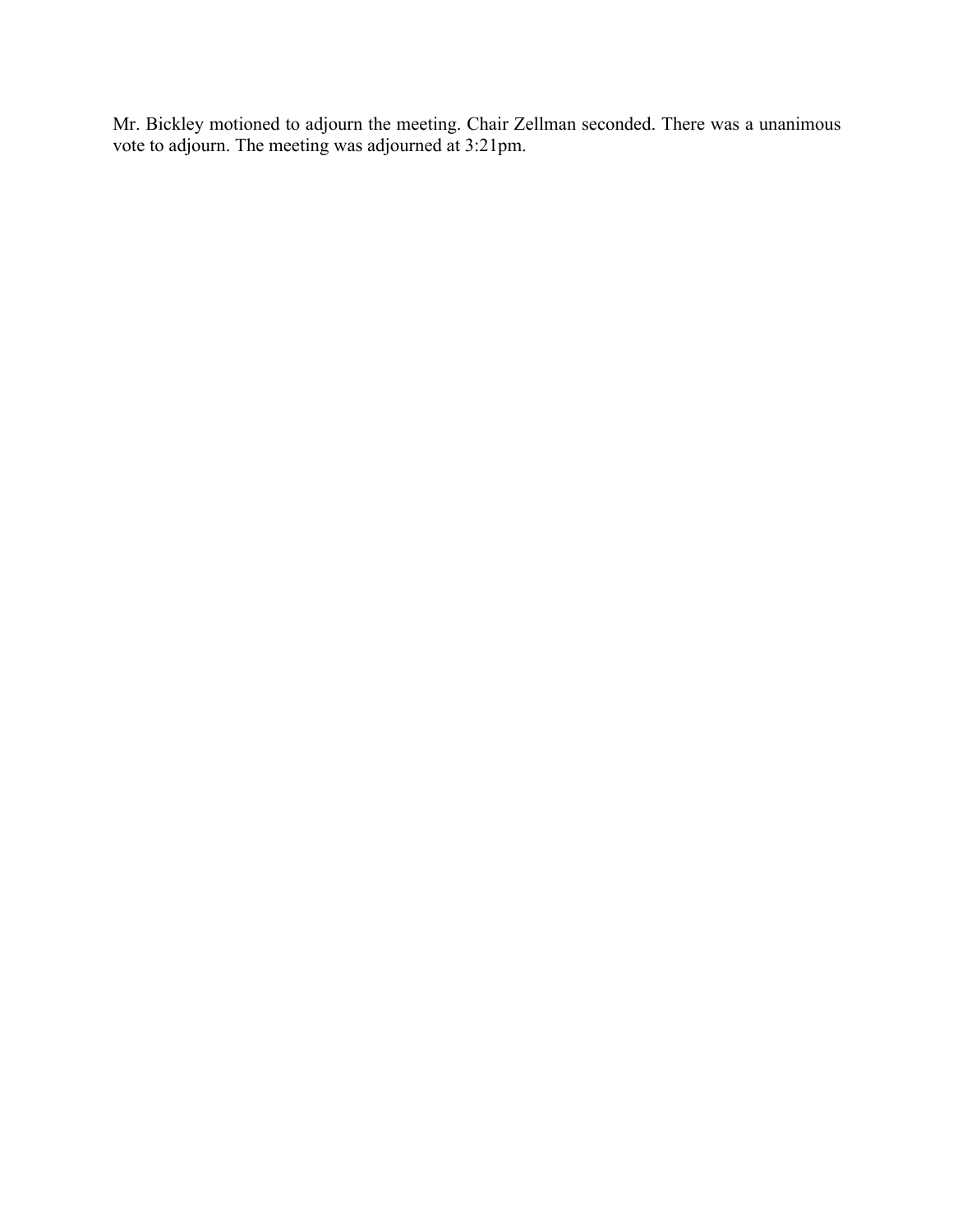Mr. Bickley motioned to adjourn the meeting. Chair Zellman seconded. There was a unanimous vote to adjourn. The meeting was adjourned at 3:21pm.